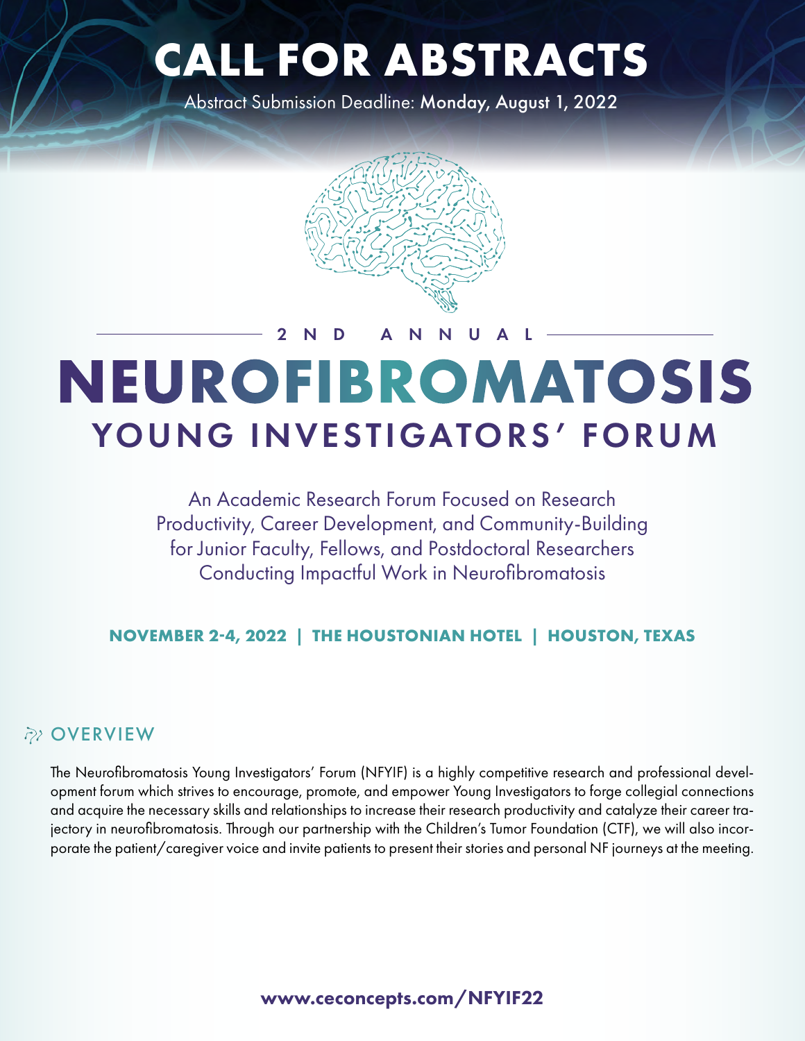# CALL FOR ABSTRACTS

Abstract Submission Deadline: **Monday, August 1, 2022**

2ND ANNUAL

# NEUROFIBROMATOSIS YOUNG INVESTIGATORS' FORUM

An Academic Research Forum Focused on Research Productivity, Career Development, and Community-Building for Junior Faculty, Fellows, and Postdoctoral Researchers Conducting Impactful Work in Neurofibromatosis

**NOVEMBER 2-4, 2022 | THE HOUSTONIAN HOTEL | HOUSTON, TEXAS**

## OVERVIEW

The Neurofibromatosis Young Investigators' Forum (NFYIF) is a highly competitive research and professional development forum which strives to encourage, promote, and empower Young Investigators to forge collegial connections and acquire the necessary skills and relationships to increase their research productivity and catalyze their career trajectory in neurofibromatosis. Through our partnership with the Children's Tumor Foundation (CTF), we will also incorporate the patient/caregiver voice and invite patients to present their stories and personal NF journeys at the meeting.

**www.ceconcepts.com/NFYIF22**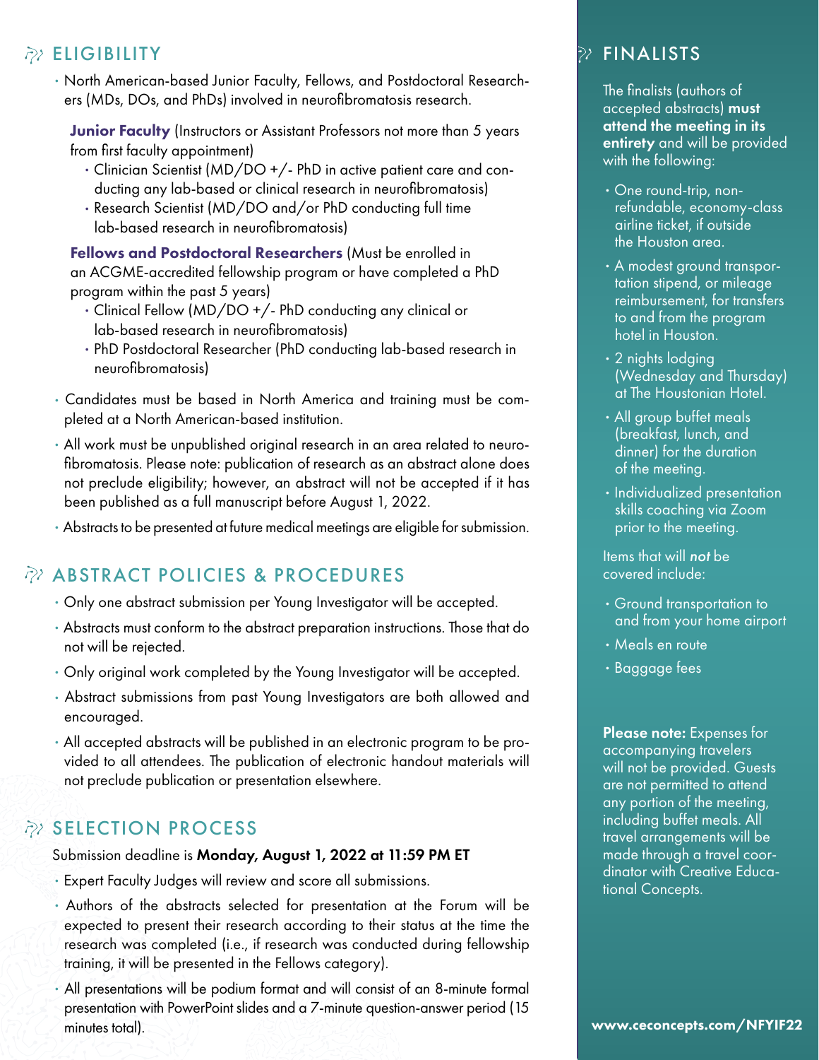## ELIGIBILITY

- North American-based Junior Faculty, Fellows, and Postdoctoral Researchers (MDs, DOs, and PhDs) involved in neurofibromatosis research.

  **Junior Faculty** (Instructors or Assistant Professors not more than 5 years from first faculty appointment)

  - Clinician Scientist (MD/DO +/- PhD in active patient care and conducting any lab-based or clinical research in neurofibromatosis)
  - Research Scientist (MD/DO and/or PhD conducting full time lab-based research in neurofibromatosis)

  **Fellows and Postdoctoral Researchers** (Must be enrolled in an ACGME-accredited fellowship program or have completed a PhD program within the past 5 years)

  - Clinical Fellow (MD/DO +/- PhD conducting any clinical or lab-based research in neurofibromatosis)
  - PhD Postdoctoral Researcher (PhD conducting lab-based research in neurofibromatosis)

- Candidates must be based in North America and training must be completed at a North American-based institution.
- All work must be unpublished original research in an area related to neurofibromatosis. Please note: publication of research as an abstract alone does not preclude eligibility; however, an abstract will not be accepted if it has been published as a full manuscript before August 1, 2022.
- Abstracts to be presented at future medical meetings are eligible for submission.

## ABSTRACT POLICIES & PROCEDURES

- Only one abstract submission per Young Investigator will be accepted.
- Abstracts must conform to the abstract preparation instructions. Those that do not will be rejected.
- Only original work completed by the Young Investigator will be accepted.
- Abstract submissions from past Young Investigators are both allowed and encouraged.
- All accepted abstracts will be published in an electronic program to be provided to all attendees. The publication of electronic handout materials will not preclude publication or presentation elsewhere.

## SELECTION PROCESS

Submission deadline is **Monday, August 1, 2022 at 11:59 PM ET**

- Expert Faculty Judges will review and score all submissions.
- Authors of the abstracts selected for presentation at the Forum will be expected to present their research according to their status at the time the research was completed (i.e., if research was conducted during fellowship training, it will be presented in the Fellows category).
- All presentations will be podium format and will consist of an 8-minute formal presentation with PowerPoint slides and a 7-minute question-answer period (15 minutes total).

## FINALISTS

The finalists (authors of accepted abstracts) **must attend the meeting in its entirety** and will be provided with the following:

- One round-trip, non-refundable, economy-class airline ticket, if outside the Houston area.
- A modest ground transportation stipend, or mileage reimbursement, for transfers to and from the program hotel in Houston.
- 2 nights lodging (Wednesday and Thursday) at The Houstonian Hotel.
- All group buffet meals (breakfast, lunch, and dinner) for the duration of the meeting.
- Individualized presentation skills coaching via Zoom prior to the meeting.

Items that will ***not*** be covered include:

- Ground transportation to and from your home airport
- Meals en route
- Baggage fees

**Please note:** Expenses for accompanying travelers will not be provided. Guests are not permitted to attend any portion of the meeting, including buffet meals. All travel arrangements will be made through a travel coordinator with Creative Educational Concepts.

**www.ceconcepts.com/NFYIF22**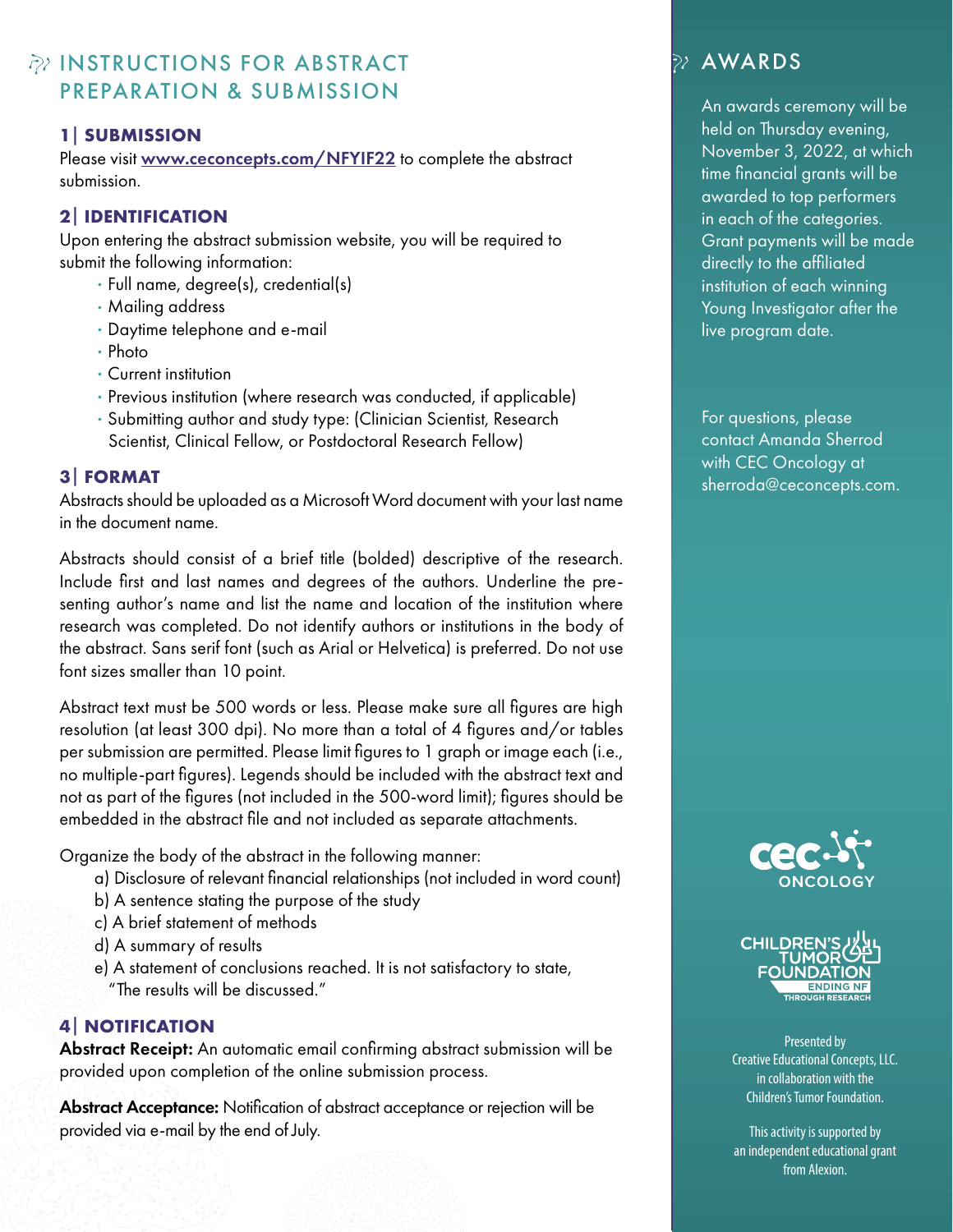# INSTRUCTIONS FOR ABSTRACT PREPARATION & SUBMISSION

## 1| SUBMISSION

Please visit **www.ceconcepts.com/NFYIF22** to complete the abstract submission.

## 2| IDENTIFICATION

Upon entering the abstract submission website, you will be required to submit the following information:

- Full name, degree(s), credential(s)
- Mailing address
- Daytime telephone and e-mail
- Photo
- Current institution
- Previous institution (where research was conducted, if applicable)
- Submitting author and study type: (Clinician Scientist, Research Scientist, Clinical Fellow, or Postdoctoral Research Fellow)

## 3| FORMAT

Abstracts should be uploaded as a Microsoft Word document with your last name in the document name.

Abstracts should consist of a brief title (bolded) descriptive of the research. Include first and last names and degrees of the authors. Underline the presenting author's name and list the name and location of the institution where research was completed. Do not identify authors or institutions in the body of the abstract. Sans serif font (such as Arial or Helvetica) is preferred. Do not use font sizes smaller than 10 point.

Abstract text must be 500 words or less. Please make sure all figures are high resolution (at least 300 dpi). No more than a total of 4 figures and/or tables per submission are permitted. Please limit figures to 1 graph or image each (i.e., no multiple-part figures). Legends should be included with the abstract text and not as part of the figures (not included in the 500-word limit); figures should be embedded in the abstract file and not included as separate attachments.

Organize the body of the abstract in the following manner:

a) Disclosure of relevant financial relationships (not included in word count)
b) A sentence stating the purpose of the study
c) A brief statement of methods
d) A summary of results
e) A statement of conclusions reached. It is not satisfactory to state, "The results will be discussed."

## 4| NOTIFICATION

**Abstract Receipt:** An automatic email confirming abstract submission will be provided upon completion of the online submission process.

**Abstract Acceptance:** Notification of abstract acceptance or rejection will be provided via e-mail by the end of July.

# AWARDS

An awards ceremony will be held on Thursday evening, November 3, 2022, at which time financial grants will be awarded to top performers in each of the categories. Grant payments will be made directly to the affiliated institution of each winning Young Investigator after the live program date.

For questions, please contact Amanda Sherrod with CEC Oncology at sherroda@ceconcepts.com.

Presented by Creative Educational Concepts, LLC. in collaboration with the Children's Tumor Foundation.

This activity is supported by an independent educational grant from Alexion.